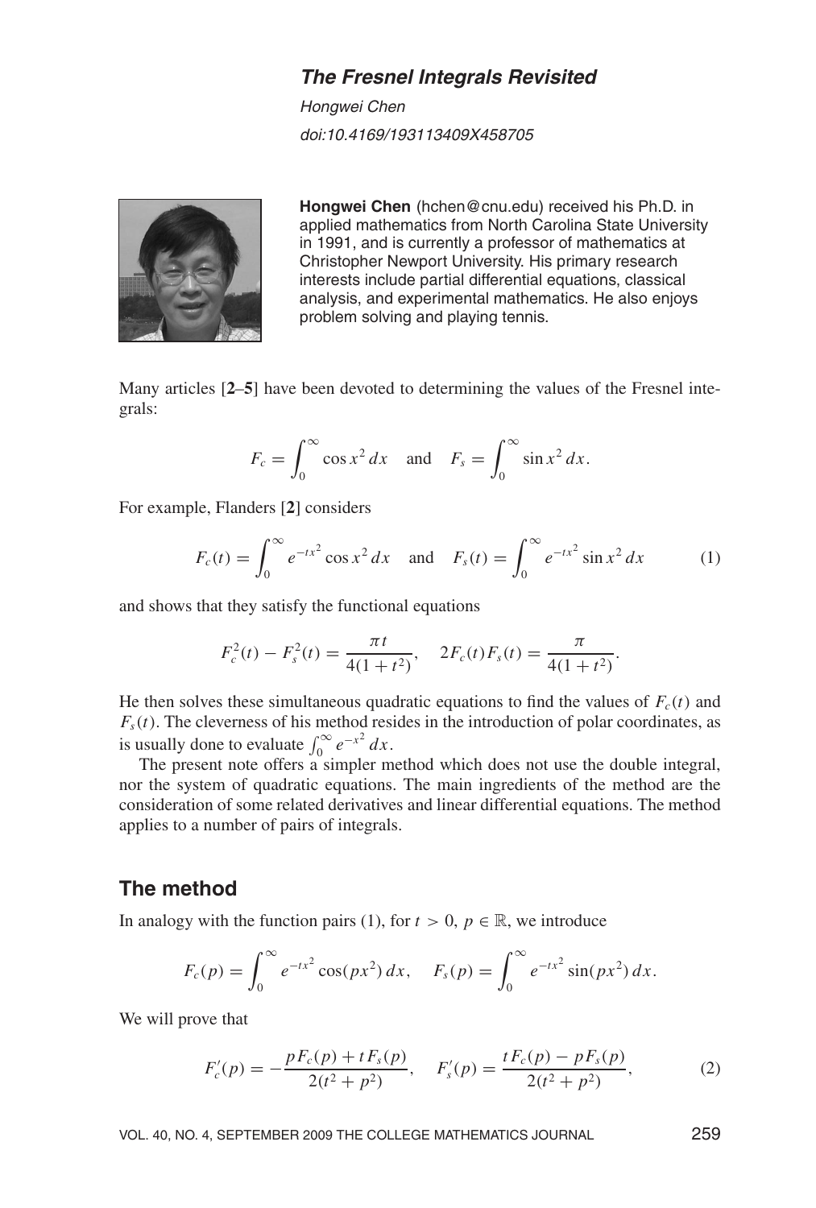# *The Fresnel Integrals Revisited*

*Hongwei Chen*

*doi:10.4169/193113409X458705*

**Hongwei Chen** (hchen@cnu.edu) received his Ph.D. in applied mathematics from North Carolina State University in 1991, and is currently a professor of mathematics at Christopher Newport University. His primary research interests include partial differential equations, classical analysis, and experimental mathematics. He also enjoys problem solving and playing tennis.

Many articles [**2–5**] have been devoted to determining the values of the Fresnel integrals:

$$F_c = \int_0^\infty \cos x^2 \, dx \quad \text{and} \quad F_s = \int_0^\infty \sin x^2 \, dx.$$

For example, Flanders [**2**] considers

$$F_c(t) = \int_0^\infty e^{-tx^2} \cos x^2 \, dx \quad \text{and} \quad F_s(t) = \int_0^\infty e^{-tx^2} \sin x^2 \, dx \tag{1}$$

and shows that they satisfy the functional equations

$$F_c^2(t) - F_s^2(t) = \frac{\pi t}{4(1+t^2)}, \quad 2F_c(t)F_s(t) = \frac{\pi}{4(1+t^2)}.$$

He then solves these simultaneous quadratic equations to find the values of $F_c(t)$ and $F_s(t)$. The cleverness of his method resides in the introduction of polar coordinates, as is usually done to evaluate $\int_0^\infty e^{-x^2} \, dx$.

The present note offers a simpler method which does not use the double integral, nor the system of quadratic equations. The main ingredients of the method are the consideration of some related derivatives and linear differential equations. The method applies to a number of pairs of integrals.

## The method

In analogy with the function pairs (1), for $t > 0$, $p \in \mathbb{R}$, we introduce

$$F_c(p) = \int_0^\infty e^{-tx^2} \cos(px^2) \, dx, \quad F_s(p) = \int_0^\infty e^{-tx^2} \sin(px^2) \, dx.$$

We will prove that

$$F_c'(p) = -\frac{pF_c(p) + tF_s(p)}{2(t^2 + p^2)}, \quad F_s'(p) = \frac{tF_c(p) - pF_s(p)}{2(t^2 + p^2)}, \tag{2}$$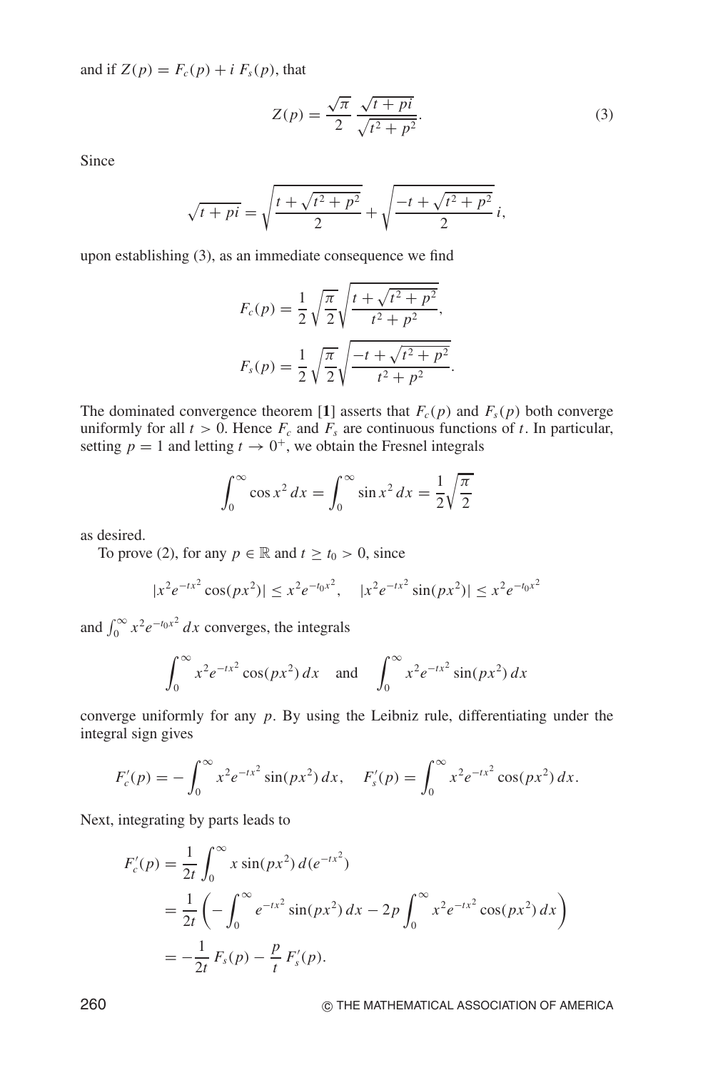and if $Z(p) = F_c(p) + i\, F_s(p)$, that

$$Z(p) = \frac{\sqrt{\pi}}{2} \frac{\sqrt{t + pi}}{\sqrt{t^2 + p^2}}. \tag{3}$$

Since

$$\sqrt{t + pi} = \sqrt{\frac{t + \sqrt{t^2 + p^2}}{2}} + \sqrt{\frac{-t + \sqrt{t^2 + p^2}}{2}}\, i,$$

upon establishing (3), as an immediate consequence we find

$$F_c(p) = \frac{1}{2} \sqrt{\frac{\pi}{2}} \sqrt{\frac{t + \sqrt{t^2 + p^2}}{t^2 + p^2}},$$

$$F_s(p) = \frac{1}{2} \sqrt{\frac{\pi}{2}} \sqrt{\frac{-t + \sqrt{t^2 + p^2}}{t^2 + p^2}}.$$

The dominated convergence theorem [**1**] asserts that $F_c(p)$ and $F_s(p)$ both converge uniformly for all $t > 0$. Hence $F_c$ and $F_s$ are continuous functions of $t$. In particular, setting $p = 1$ and letting $t \to 0^+$, we obtain the Fresnel integrals

$$\int_0^\infty \cos x^2\, dx = \int_0^\infty \sin x^2\, dx = \frac{1}{2}\sqrt{\frac{\pi}{2}}$$

as desired.

To prove (2), for any $p \in \mathbb{R}$ and $t \geq t_0 > 0$, since

$$|x^2 e^{-tx^2} \cos(px^2)| \leq x^2 e^{-t_0 x^2}, \quad |x^2 e^{-tx^2} \sin(px^2)| \leq x^2 e^{-t_0 x^2}$$

and $\int_0^\infty x^2 e^{-t_0 x^2}\, dx$ converges, the integrals

$$\int_0^\infty x^2 e^{-tx^2} \cos(px^2)\, dx \quad \text{and} \quad \int_0^\infty x^2 e^{-tx^2} \sin(px^2)\, dx$$

converge uniformly for any $p$. By using the Leibniz rule, differentiating under the integral sign gives

$$F_c'(p) = -\int_0^\infty x^2 e^{-tx^2} \sin(px^2)\, dx, \quad F_s'(p) = \int_0^\infty x^2 e^{-tx^2} \cos(px^2)\, dx.$$

Next, integrating by parts leads to

$$\begin{aligned}
F_c'(p) &= \frac{1}{2t} \int_0^\infty x \sin(px^2)\, d(e^{-tx^2}) \\
&= \frac{1}{2t} \left( -\int_0^\infty e^{-tx^2} \sin(px^2)\, dx - 2p \int_0^\infty x^2 e^{-tx^2} \cos(px^2)\, dx \right) \\
&= -\frac{1}{2t} F_s(p) - \frac{p}{t} F_s'(p).
\end{aligned}$$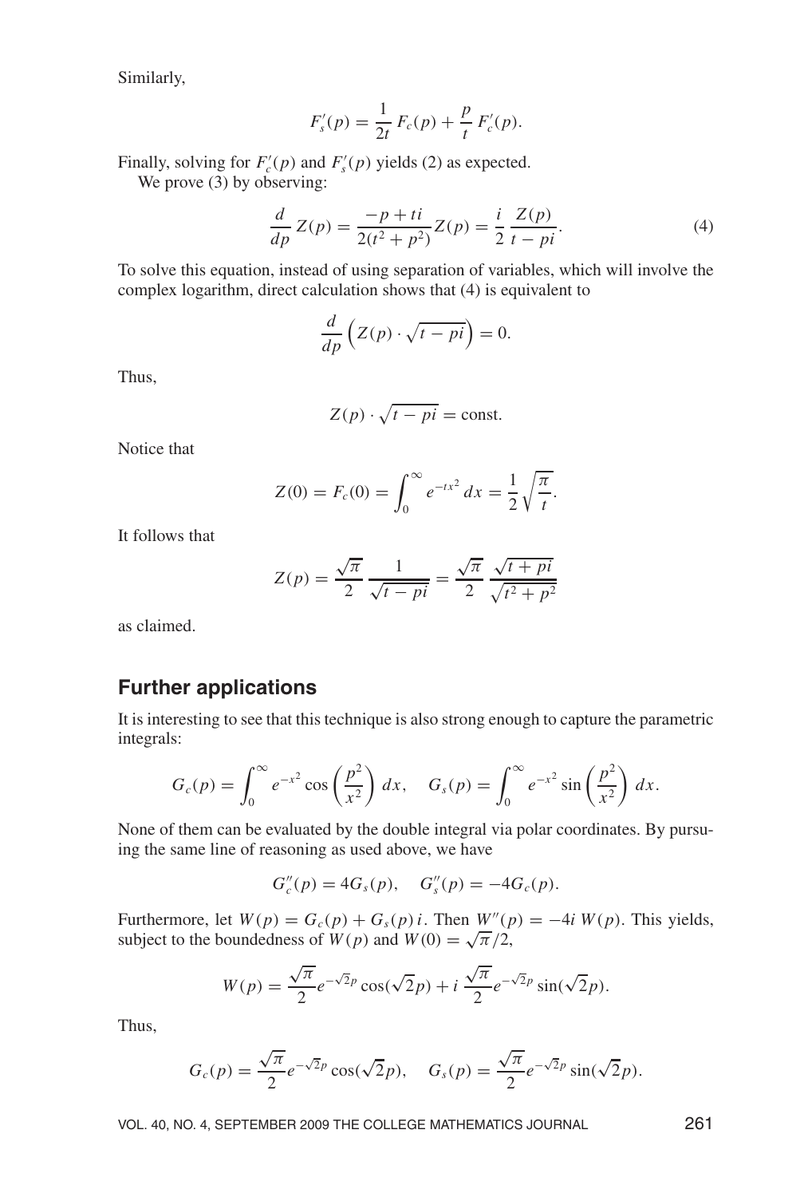Similarly,

$$F_s'(p) = \frac{1}{2t} F_c(p) + \frac{p}{t} F_c'(p).$$

Finally, solving for $F_c'(p)$ and $F_s'(p)$ yields (2) as expected.

We prove (3) by observing:

$$\frac{d}{dp} Z(p) = \frac{-p + ti}{2(t^2 + p^2)} Z(p) = \frac{i}{2} \frac{Z(p)}{t - pi}. \tag{4}$$

To solve this equation, instead of using separation of variables, which will involve the complex logarithm, direct calculation shows that (4) is equivalent to

$$\frac{d}{dp} \left( Z(p) \cdot \sqrt{t - pi} \right) = 0.$$

Thus,

$$Z(p) \cdot \sqrt{t - pi} = \text{const.}$$

Notice that

$$Z(0) = F_c(0) = \int_0^\infty e^{-tx^2} \, dx = \frac{1}{2} \sqrt{\frac{\pi}{t}}.$$

It follows that

$$Z(p) = \frac{\sqrt{\pi}}{2} \frac{1}{\sqrt{t - pi}} = \frac{\sqrt{\pi}}{2} \frac{\sqrt{t + pi}}{\sqrt{t^2 + p^2}}$$

as claimed.

## Further applications

It is interesting to see that this technique is also strong enough to capture the parametric integrals:

$$G_c(p) = \int_0^\infty e^{-x^2} \cos\left(\frac{p^2}{x^2}\right) dx, \quad G_s(p) = \int_0^\infty e^{-x^2} \sin\left(\frac{p^2}{x^2}\right) dx.$$

None of them can be evaluated by the double integral via polar coordinates. By pursuing the same line of reasoning as used above, we have

$$G_c''(p) = 4G_s(p), \quad G_s''(p) = -4G_c(p).$$

Furthermore, let $W(p) = G_c(p) + G_s(p)\, i$. Then $W''(p) = -4i\, W(p)$. This yields, subject to the boundedness of $W(p)$ and $W(0) = \sqrt{\pi}/2$,

$$W(p) = \frac{\sqrt{\pi}}{2} e^{-\sqrt{2}p} \cos(\sqrt{2}p) + i\, \frac{\sqrt{\pi}}{2} e^{-\sqrt{2}p} \sin(\sqrt{2}p).$$

Thus,

$$G_c(p) = \frac{\sqrt{\pi}}{2} e^{-\sqrt{2}p} \cos(\sqrt{2}p), \quad G_s(p) = \frac{\sqrt{\pi}}{2} e^{-\sqrt{2}p} \sin(\sqrt{2}p).$$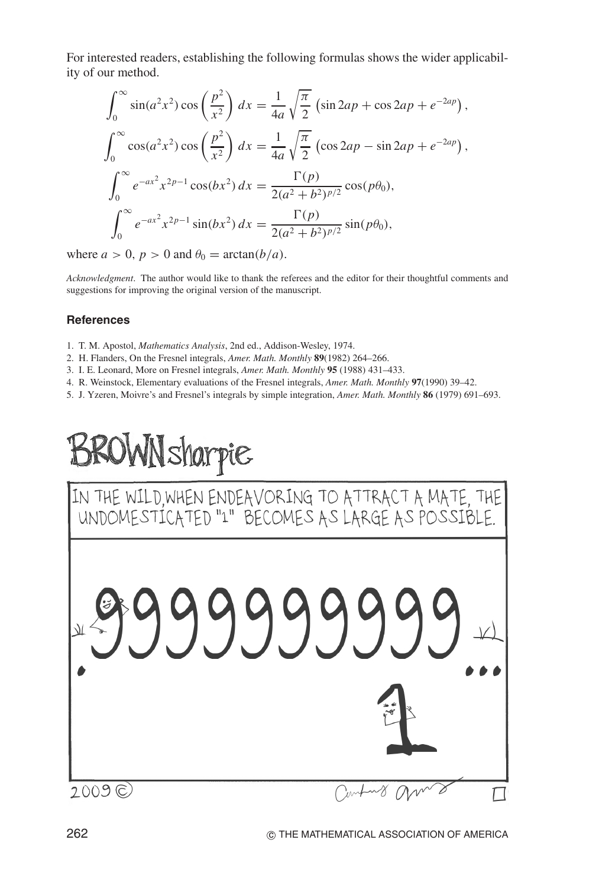For interested readers, establishing the following formulas shows the wider applicability of our method.

$$\int_0^\infty \sin(a^2x^2)\cos\left(\frac{p^2}{x^2}\right)dx = \frac{1}{4a}\sqrt{\frac{\pi}{2}}\left(\sin 2ap + \cos 2ap + e^{-2ap}\right),$$

$$\int_0^\infty \cos(a^2x^2)\cos\left(\frac{p^2}{x^2}\right)dx = \frac{1}{4a}\sqrt{\frac{\pi}{2}}\left(\cos 2ap - \sin 2ap + e^{-2ap}\right),$$

$$\int_0^\infty e^{-ax^2}x^{2p-1}\cos(bx^2)\,dx = \frac{\Gamma(p)}{2(a^2+b^2)^{p/2}}\cos(p\theta_0),$$

$$\int_0^\infty e^{-ax^2}x^{2p-1}\sin(bx^2)\,dx = \frac{\Gamma(p)}{2(a^2+b^2)^{p/2}}\sin(p\theta_0),$$

where $a > 0$, $p > 0$ and $\theta_0 = \arctan(b/a)$.

*Acknowledgment*. The author would like to thank the referees and the editor for their thoughtful comments and suggestions for improving the original version of the manuscript.

### References

1. T. M. Apostol, *Mathematics Analysis*, 2nd ed., Addison-Wesley, 1974.
2. H. Flanders, On the Fresnel integrals, *Amer. Math. Monthly* **89**(1982) 264–266.
3. I. E. Leonard, More on Fresnel integrals, *Amer. Math. Monthly* **95** (1988) 431–433.
4. R. Weinstock, Elementary evaluations of the Fresnel integrals, *Amer. Math. Monthly* **97**(1990) 39–42.
5. J. Yzeren, Moivre's and Fresnel's integrals by simple integration, *Amer. Math. Monthly* **86** (1979) 691–693.

BROWNsharpie

IN THE WILD, WHEN ENDEAVORING TO ATTRACT A MATE, THE UNDOMESTICATED "1" BECOMES AS LARGE AS POSSIBLE.

.999999999...

1

2009 ©